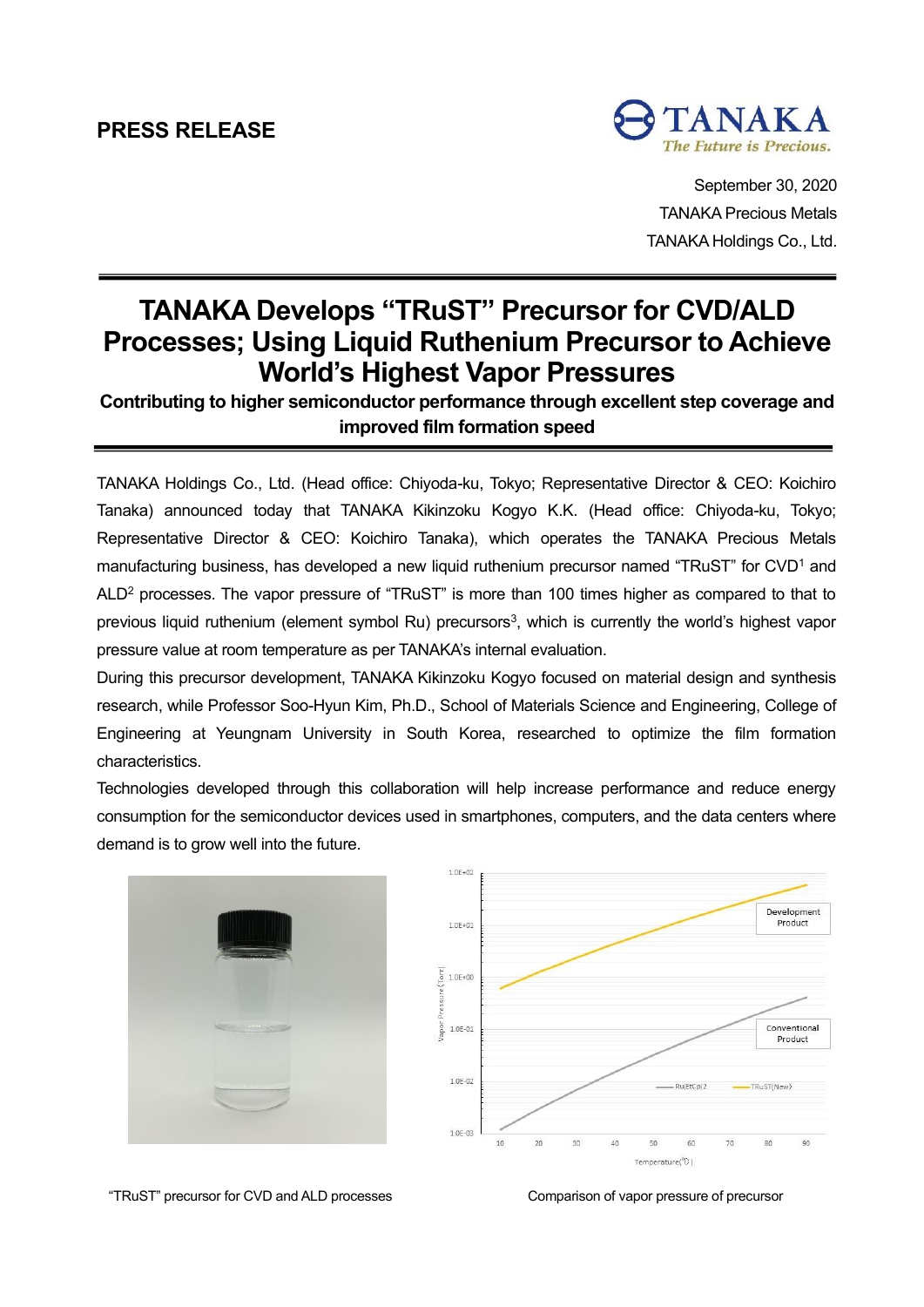**PRESS RELEASE**

September 30, 2020
TANAKA Precious Metals
TANAKA Holdings Co., Ltd.

# TANAKA Develops "TRuST" Precursor for CVD/ALD Processes; Using Liquid Ruthenium Precursor to Achieve World's Highest Vapor Pressures

**Contributing to higher semiconductor performance through excellent step coverage and improved film formation speed**

TANAKA Holdings Co., Ltd. (Head office: Chiyoda-ku, Tokyo; Representative Director & CEO: Koichiro Tanaka) announced today that TANAKA Kikinzoku Kogyo K.K. (Head office: Chiyoda-ku, Tokyo; Representative Director & CEO: Koichiro Tanaka), which operates the TANAKA Precious Metals manufacturing business, has developed a new liquid ruthenium precursor named "TRuST" for CVD[1] and ALD[2] processes. The vapor pressure of "TRuST" is more than 100 times higher as compared to that to previous liquid ruthenium (element symbol Ru) precursors[3], which is currently the world's highest vapor pressure value at room temperature as per TANAKA's internal evaluation.

During this precursor development, TANAKA Kikinzoku Kogyo focused on material design and synthesis research, while Professor Soo-Hyun Kim, Ph.D., School of Materials Science and Engineering, College of Engineering at Yeungnam University in South Korea, researched to optimize the film formation characteristics.

Technologies developed through this collaboration will help increase performance and reduce energy consumption for the semiconductor devices used in smartphones, computers, and the data centers where demand is to grow well into the future.

"TRuST" precursor for CVD and ALD processes

Comparison of vapor pressure of precursor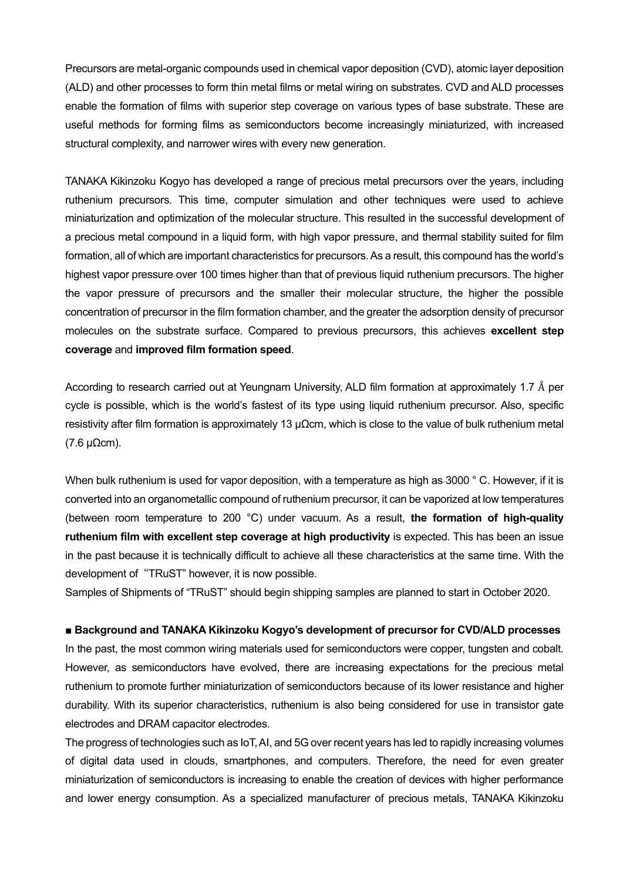Precursors are metal-organic compounds used in chemical vapor deposition (CVD), atomic layer deposition (ALD) and other processes to form thin metal films or metal wiring on substrates. CVD and ALD processes enable the formation of films with superior step coverage on various types of base substrate. These are useful methods for forming films as semiconductors become increasingly miniaturized, with increased structural complexity, and narrower wires with every new generation.

TANAKA Kikinzoku Kogyo has developed a range of precious metal precursors over the years, including ruthenium precursors. This time, computer simulation and other techniques were used to achieve miniaturization and optimization of the molecular structure. This resulted in the successful development of a precious metal compound in a liquid form, with high vapor pressure, and thermal stability suited for film formation, all of which are important characteristics for precursors. As a result, this compound has the world's highest vapor pressure over 100 times higher than that of previous liquid ruthenium precursors. The higher the vapor pressure of precursors and the smaller their molecular structure, the higher the possible concentration of precursor in the film formation chamber, and the greater the adsorption density of precursor molecules on the substrate surface. Compared to previous precursors, this achieves **excellent step coverage** and **improved film formation speed**.

According to research carried out at Yeungnam University, ALD film formation at approximately 1.7 Å per cycle is possible, which is the world's fastest of its type using liquid ruthenium precursor. Also, specific resistivity after film formation is approximately 13 μΩcm, which is close to the value of bulk ruthenium metal (7.6 μΩcm).

When bulk ruthenium is used for vapor deposition, with a temperature as high as 3000 ° C. However, if it is converted into an organometallic compound of ruthenium precursor, it can be vaporized at low temperatures (between room temperature to 200 °C) under vacuum. As a result, **the formation of high-quality ruthenium film with excellent step coverage at high productivity** is expected. This has been an issue in the past because it is technically difficult to achieve all these characteristics at the same time. With the development of "TRuST" however, it is now possible.

Samples of Shipments of "TRuST" should begin shipping samples are planned to start in October 2020.

**■ Background and TANAKA Kikinzoku Kogyo's development of precursor for CVD/ALD processes**

In the past, the most common wiring materials used for semiconductors were copper, tungsten and cobalt. However, as semiconductors have evolved, there are increasing expectations for the precious metal ruthenium to promote further miniaturization of semiconductors because of its lower resistance and higher durability. With its superior characteristics, ruthenium is also being considered for use in transistor gate electrodes and DRAM capacitor electrodes.

The progress of technologies such as IoT, AI, and 5G over recent years has led to rapidly increasing volumes of digital data used in clouds, smartphones, and computers. Therefore, the need for even greater miniaturization of semiconductors is increasing to enable the creation of devices with higher performance and lower energy consumption. As a specialized manufacturer of precious metals, TANAKA Kikinzoku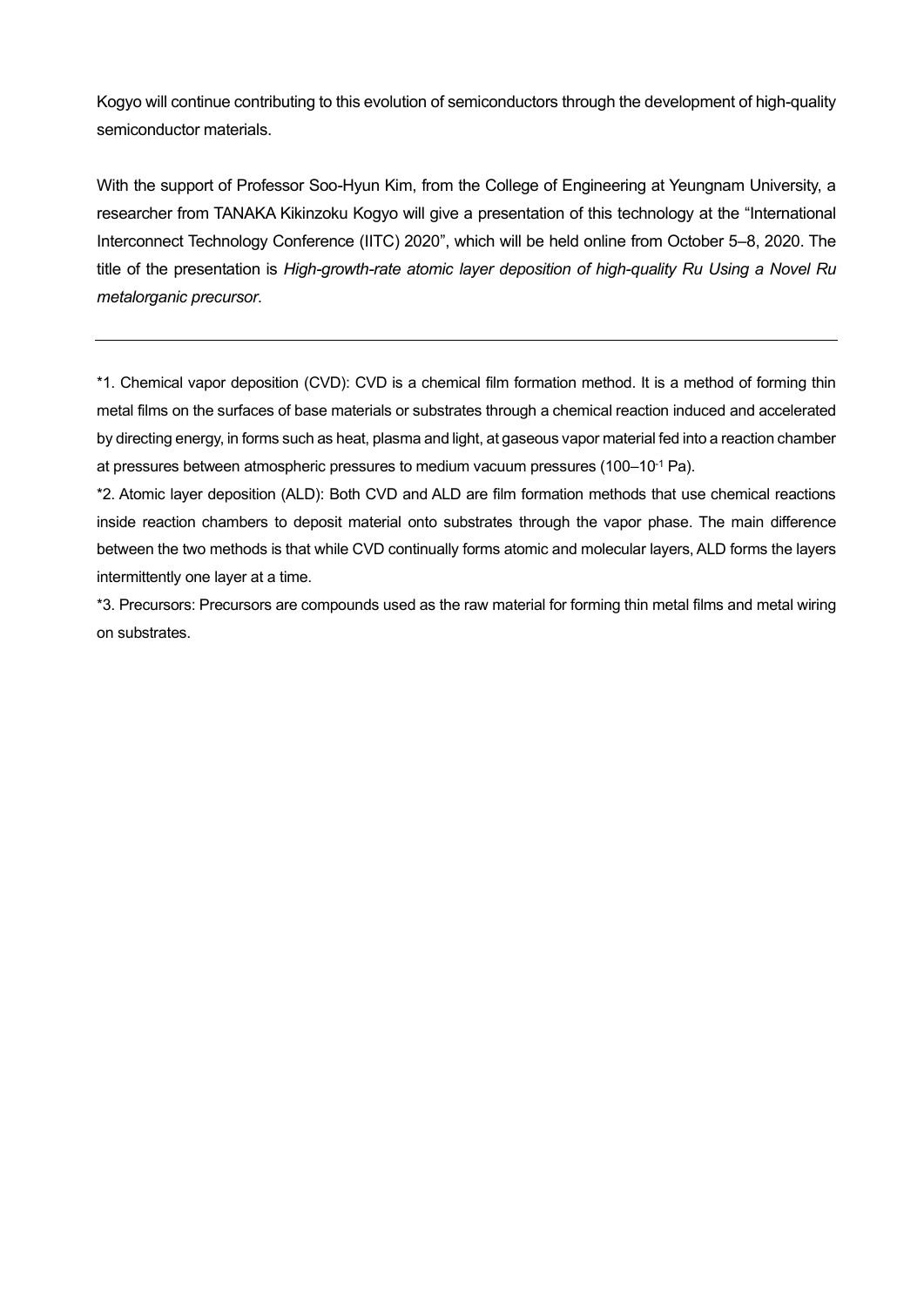Kogyo will continue contributing to this evolution of semiconductors through the development of high-quality semiconductor materials.

With the support of Professor Soo-Hyun Kim, from the College of Engineering at Yeungnam University, a researcher from TANAKA Kikinzoku Kogyo will give a presentation of this technology at the "International Interconnect Technology Conference (IITC) 2020", which will be held online from October 5–8, 2020. The title of the presentation is *High-growth-rate atomic layer deposition of high-quality Ru Using a Novel Ru metalorganic precursor*.

---

*1. Chemical vapor deposition (CVD): CVD is a chemical film formation method. It is a method of forming thin metal films on the surfaces of base materials or substrates through a chemical reaction induced and accelerated by directing energy, in forms such as heat, plasma and light, at gaseous vapor material fed into a reaction chamber at pressures between atmospheric pressures to medium vacuum pressures (100–$10^{-1}$ Pa).

*2. Atomic layer deposition (ALD): Both CVD and ALD are film formation methods that use chemical reactions inside reaction chambers to deposit material onto substrates through the vapor phase. The main difference between the two methods is that while CVD continually forms atomic and molecular layers, ALD forms the layers intermittently one layer at a time.

*3. Precursors: Precursors are compounds used as the raw material for forming thin metal films and metal wiring on substrates.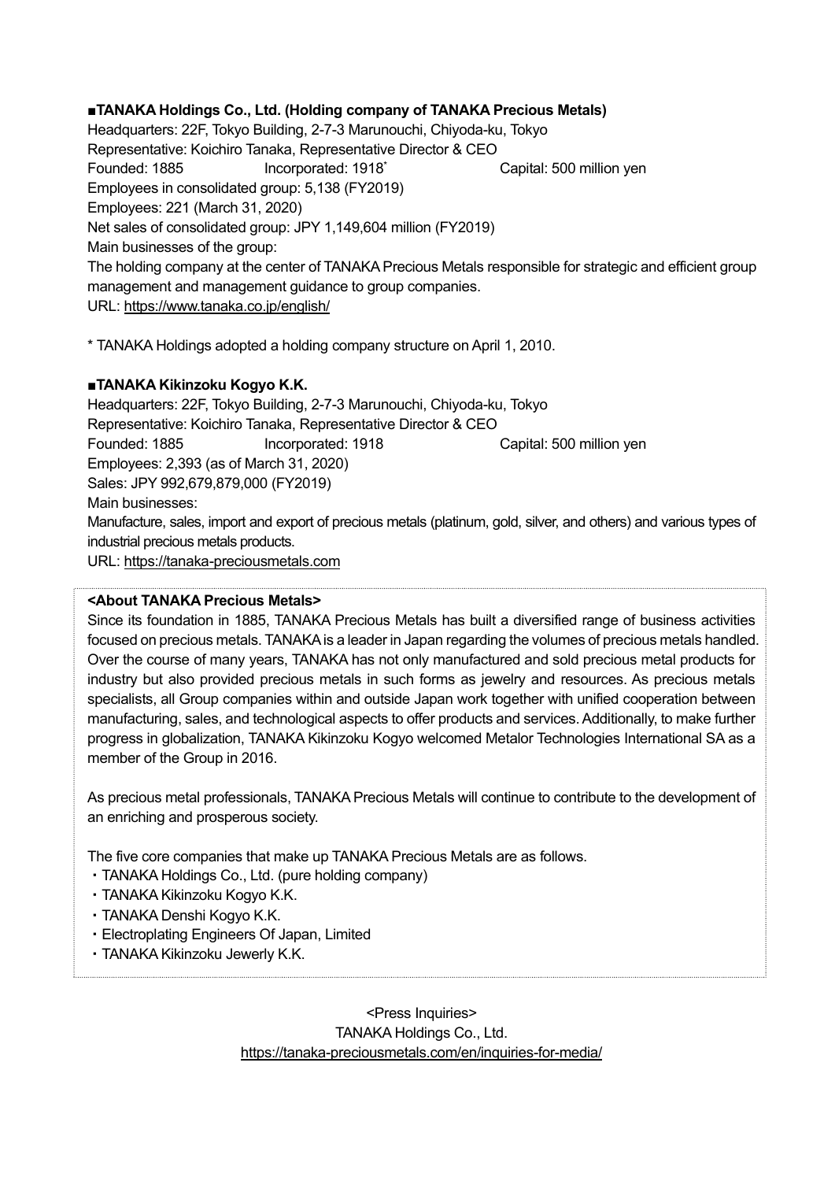**■TANAKA Holdings Co., Ltd. (Holding company of TANAKA Precious Metals)**

Headquarters: 22F, Tokyo Building, 2-7-3 Marunouchi, Chiyoda-ku, Tokyo

Representative: Koichiro Tanaka, Representative Director & CEO

Founded: 1885　　Incorporated: 1918*　　Capital: 500 million yen

Employees in consolidated group: 5,138 (FY2019)

Employees: 221 (March 31, 2020)

Net sales of consolidated group: JPY 1,149,604 million (FY2019)

Main businesses of the group:

The holding company at the center of TANAKA Precious Metals responsible for strategic and efficient group management and management guidance to group companies.

URL: https://www.tanaka.co.jp/english/

\* TANAKA Holdings adopted a holding company structure on April 1, 2010.

**■TANAKA Kikinzoku Kogyo K.K.**

Headquarters: 22F, Tokyo Building, 2-7-3 Marunouchi, Chiyoda-ku, Tokyo

Representative: Koichiro Tanaka, Representative Director & CEO

Founded: 1885　　Incorporated: 1918　　Capital: 500 million yen

Employees: 2,393 (as of March 31, 2020)

Sales: JPY 992,679,879,000 (FY2019)

Main businesses:

Manufacture, sales, import and export of precious metals (platinum, gold, silver, and others) and various types of industrial precious metals products.

URL: https://tanaka-preciousmetals.com

**<About TANAKA Precious Metals>**

Since its foundation in 1885, TANAKA Precious Metals has built a diversified range of business activities focused on precious metals. TANAKA is a leader in Japan regarding the volumes of precious metals handled. Over the course of many years, TANAKA has not only manufactured and sold precious metal products for industry but also provided precious metals in such forms as jewelry and resources. As precious metals specialists, all Group companies within and outside Japan work together with unified cooperation between manufacturing, sales, and technological aspects to offer products and services. Additionally, to make further progress in globalization, TANAKA Kikinzoku Kogyo welcomed Metalor Technologies International SA as a member of the Group in 2016.

As precious metal professionals, TANAKA Precious Metals will continue to contribute to the development of an enriching and prosperous society.

The five core companies that make up TANAKA Precious Metals are as follows.

- TANAKA Holdings Co., Ltd. (pure holding company)
- TANAKA Kikinzoku Kogyo K.K.
- TANAKA Denshi Kogyo K.K.
- Electroplating Engineers Of Japan, Limited
- TANAKA Kikinzoku Jewerly K.K.

<Press Inquiries>

TANAKA Holdings Co., Ltd.

https://tanaka-preciousmetals.com/en/inquiries-for-media/